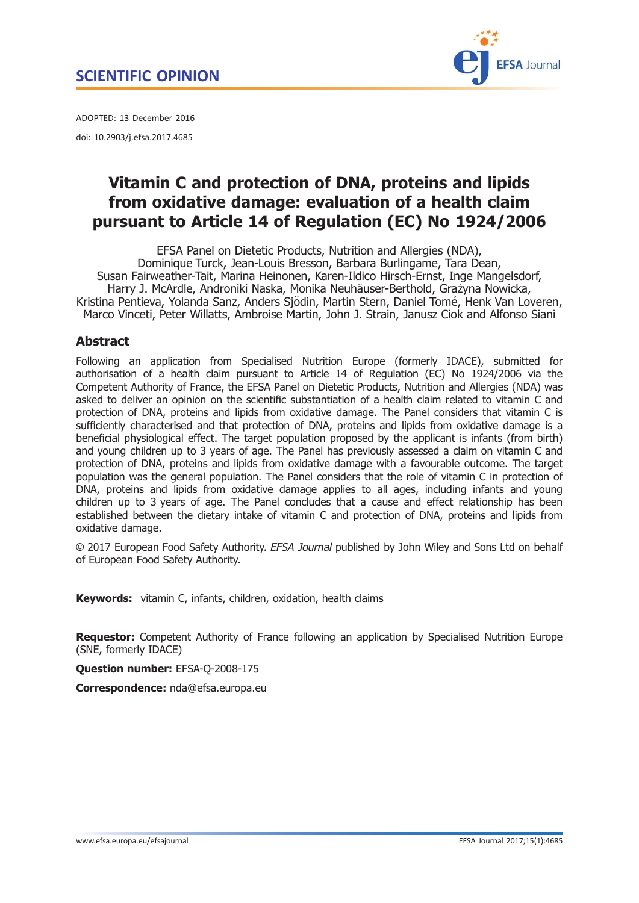SCIENTIFIC OPINION

ADOPTED: 13 December 2016

doi: 10.2903/j.efsa.2017.4685

# Vitamin C and protection of DNA, proteins and lipids from oxidative damage: evaluation of a health claim pursuant to Article 14 of Regulation (EC) No 1924/2006

EFSA Panel on Dietetic Products, Nutrition and Allergies (NDA), Dominique Turck, Jean-Louis Bresson, Barbara Burlingame, Tara Dean, Susan Fairweather-Tait, Marina Heinonen, Karen-Ildico Hirsch-Ernst, Inge Mangelsdorf, Harry J. McArdle, Androniki Naska, Monika Neuhäuser-Berthold, Grażyna Nowicka, Kristina Pentieva, Yolanda Sanz, Anders Sjödin, Martin Stern, Daniel Tomé, Henk Van Loveren, Marco Vinceti, Peter Willatts, Ambroise Martin, John J. Strain, Janusz Ciok and Alfonso Siani

## Abstract

Following an application from Specialised Nutrition Europe (formerly IDACE), submitted for authorisation of a health claim pursuant to Article 14 of Regulation (EC) No 1924/2006 via the Competent Authority of France, the EFSA Panel on Dietetic Products, Nutrition and Allergies (NDA) was asked to deliver an opinion on the scientific substantiation of a health claim related to vitamin C and protection of DNA, proteins and lipids from oxidative damage. The Panel considers that vitamin C is sufficiently characterised and that protection of DNA, proteins and lipids from oxidative damage is a beneficial physiological effect. The target population proposed by the applicant is infants (from birth) and young children up to 3 years of age. The Panel has previously assessed a claim on vitamin C and protection of DNA, proteins and lipids from oxidative damage with a favourable outcome. The target population was the general population. The Panel considers that the role of vitamin C in protection of DNA, proteins and lipids from oxidative damage applies to all ages, including infants and young children up to 3 years of age. The Panel concludes that a cause and effect relationship has been established between the dietary intake of vitamin C and protection of DNA, proteins and lipids from oxidative damage.

© 2017 European Food Safety Authority. *EFSA Journal* published by John Wiley and Sons Ltd on behalf of European Food Safety Authority.

**Keywords:** vitamin C, infants, children, oxidation, health claims

**Requestor:** Competent Authority of France following an application by Specialised Nutrition Europe (SNE, formerly IDACE)

**Question number:** EFSA-Q-2008-175

**Correspondence:** nda@efsa.europa.eu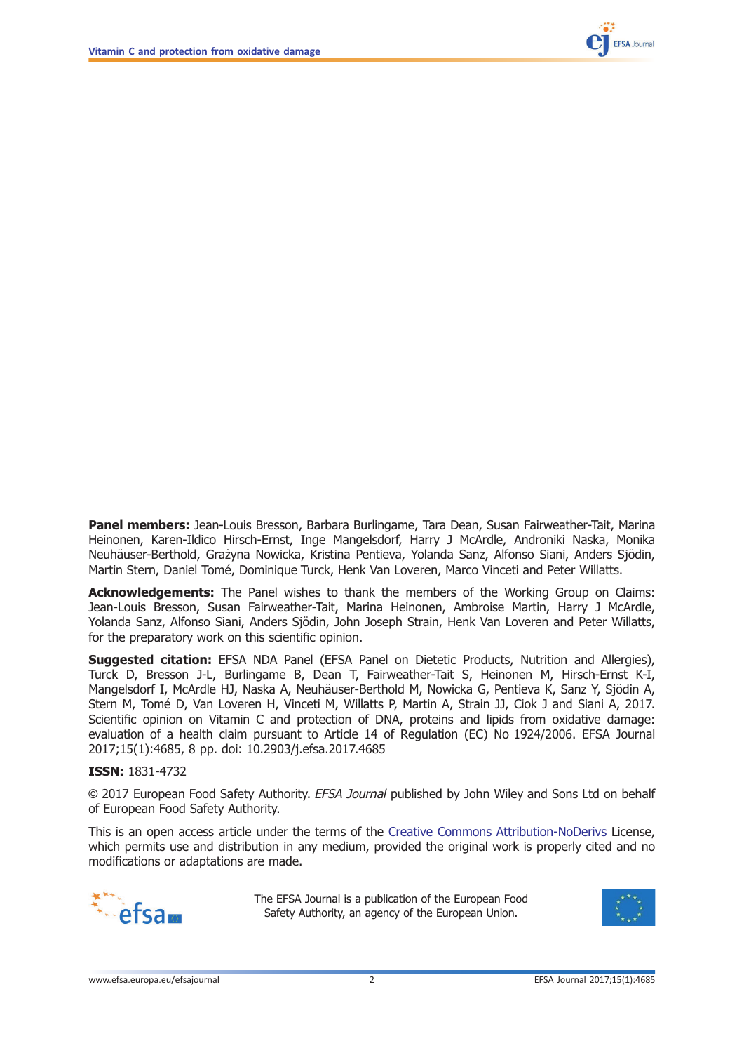**Panel members:** Jean-Louis Bresson, Barbara Burlingame, Tara Dean, Susan Fairweather-Tait, Marina Heinonen, Karen-Ildico Hirsch-Ernst, Inge Mangelsdorf, Harry J McArdle, Androniki Naska, Monika Neuhäuser-Berthold, Grażyna Nowicka, Kristina Pentieva, Yolanda Sanz, Alfonso Siani, Anders Sjödin, Martin Stern, Daniel Tomé, Dominique Turck, Henk Van Loveren, Marco Vinceti and Peter Willatts.

**Acknowledgements:** The Panel wishes to thank the members of the Working Group on Claims: Jean-Louis Bresson, Susan Fairweather-Tait, Marina Heinonen, Ambroise Martin, Harry J McArdle, Yolanda Sanz, Alfonso Siani, Anders Sjödin, John Joseph Strain, Henk Van Loveren and Peter Willatts, for the preparatory work on this scientific opinion.

**Suggested citation:** EFSA NDA Panel (EFSA Panel on Dietetic Products, Nutrition and Allergies), Turck D, Bresson J-L, Burlingame B, Dean T, Fairweather-Tait S, Heinonen M, Hirsch-Ernst K-I, Mangelsdorf I, McArdle HJ, Naska A, Neuhäuser-Berthold M, Nowicka G, Pentieva K, Sanz Y, Sjödin A, Stern M, Tomé D, Van Loveren H, Vinceti M, Willatts P, Martin A, Strain JJ, Ciok J and Siani A, 2017. Scientific opinion on Vitamin C and protection of DNA, proteins and lipids from oxidative damage: evaluation of a health claim pursuant to Article 14 of Regulation (EC) No 1924/2006. EFSA Journal 2017;15(1):4685, 8 pp. doi: 10.2903/j.efsa.2017.4685

**ISSN:** 1831-4732

© 2017 European Food Safety Authority. *EFSA Journal* published by John Wiley and Sons Ltd on behalf of European Food Safety Authority.

This is an open access article under the terms of the Creative Commons Attribution-NoDerivs License, which permits use and distribution in any medium, provided the original work is properly cited and no modifications or adaptations are made.

The EFSA Journal is a publication of the European Food Safety Authority, an agency of the European Union.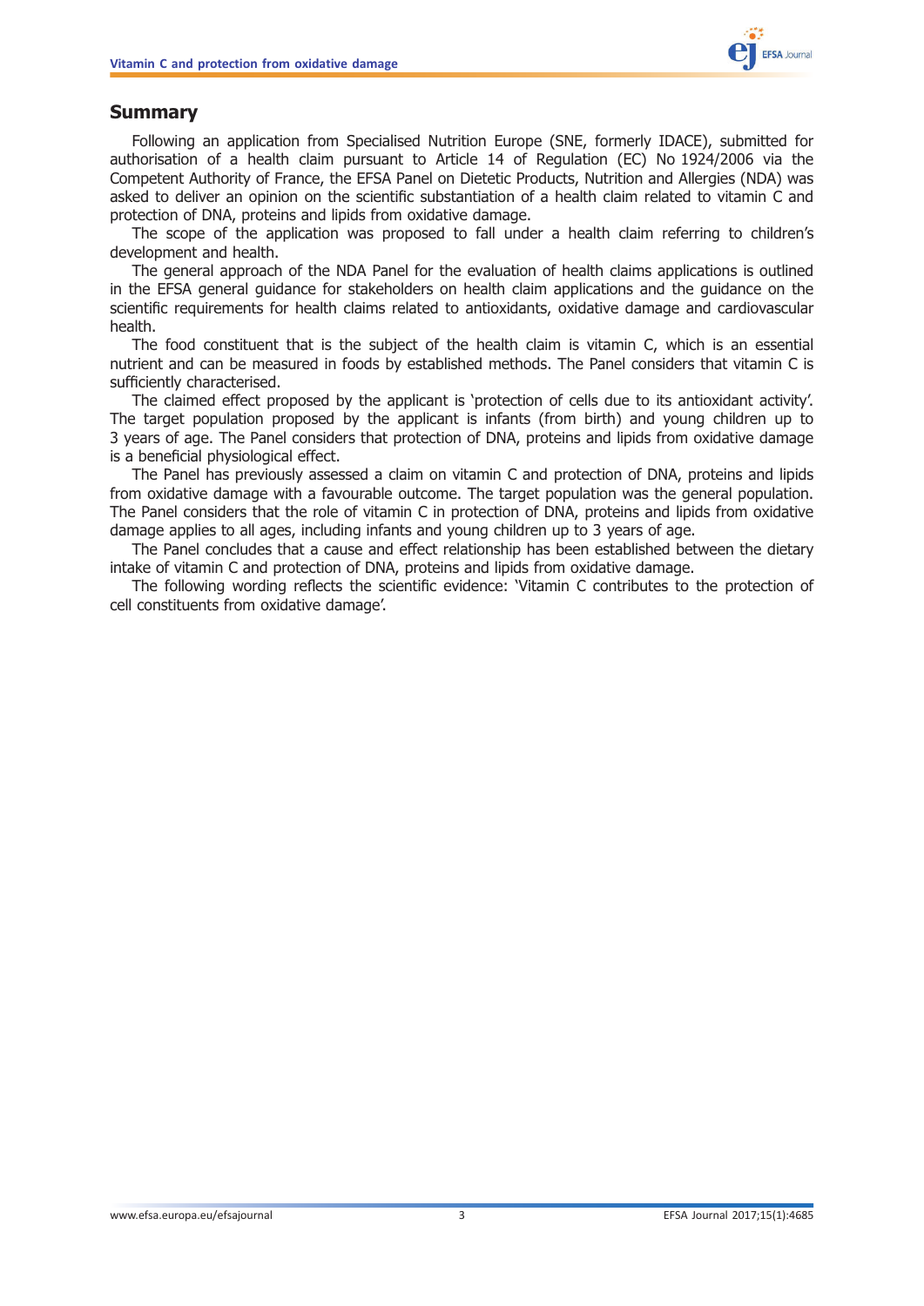## Summary

Following an application from Specialised Nutrition Europe (SNE, formerly IDACE), submitted for authorisation of a health claim pursuant to Article 14 of Regulation (EC) No 1924/2006 via the Competent Authority of France, the EFSA Panel on Dietetic Products, Nutrition and Allergies (NDA) was asked to deliver an opinion on the scientific substantiation of a health claim related to vitamin C and protection of DNA, proteins and lipids from oxidative damage.

The scope of the application was proposed to fall under a health claim referring to children's development and health.

The general approach of the NDA Panel for the evaluation of health claims applications is outlined in the EFSA general guidance for stakeholders on health claim applications and the guidance on the scientific requirements for health claims related to antioxidants, oxidative damage and cardiovascular health.

The food constituent that is the subject of the health claim is vitamin C, which is an essential nutrient and can be measured in foods by established methods. The Panel considers that vitamin C is sufficiently characterised.

The claimed effect proposed by the applicant is 'protection of cells due to its antioxidant activity'. The target population proposed by the applicant is infants (from birth) and young children up to 3 years of age. The Panel considers that protection of DNA, proteins and lipids from oxidative damage is a beneficial physiological effect.

The Panel has previously assessed a claim on vitamin C and protection of DNA, proteins and lipids from oxidative damage with a favourable outcome. The target population was the general population. The Panel considers that the role of vitamin C in protection of DNA, proteins and lipids from oxidative damage applies to all ages, including infants and young children up to 3 years of age.

The Panel concludes that a cause and effect relationship has been established between the dietary intake of vitamin C and protection of DNA, proteins and lipids from oxidative damage.

The following wording reflects the scientific evidence: 'Vitamin C contributes to the protection of cell constituents from oxidative damage'.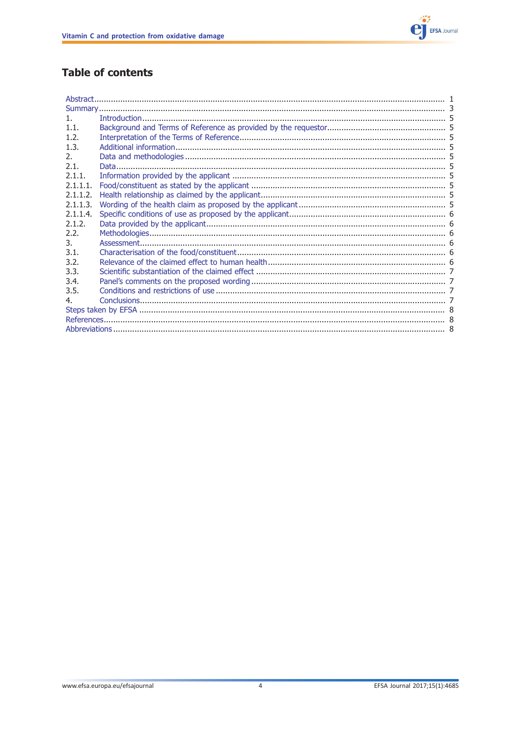# Table of contents

| | | |
|---|---|---|
| Abstract | | 1 |
| Summary | | 3 |
| 1. | Introduction | 5 |
| 1.1. | Background and Terms of Reference as provided by the requestor | 5 |
| 1.2. | Interpretation of the Terms of Reference | 5 |
| 1.3. | Additional information | 5 |
| 2. | Data and methodologies | 5 |
| 2.1. | Data | 5 |
| 2.1.1. | Information provided by the applicant | 5 |
| 2.1.1.1. | Food/constituent as stated by the applicant | 5 |
| 2.1.1.2. | Health relationship as claimed by the applicant | 5 |
| 2.1.1.3. | Wording of the health claim as proposed by the applicant | 5 |
| 2.1.1.4. | Specific conditions of use as proposed by the applicant | 6 |
| 2.1.2. | Data provided by the applicant | 6 |
| 2.2. | Methodologies | 6 |
| 3. | Assessment | 6 |
| 3.1. | Characterisation of the food/constituent | 6 |
| 3.2. | Relevance of the claimed effect to human health | 6 |
| 3.3. | Scientific substantiation of the claimed effect | 7 |
| 3.4. | Panel's comments on the proposed wording | 7 |
| 3.5. | Conditions and restrictions of use | 7 |
| 4. | Conclusions | 7 |
| Steps taken by EFSA | | 8 |
| References | | 8 |
| Abbreviations | | 8 |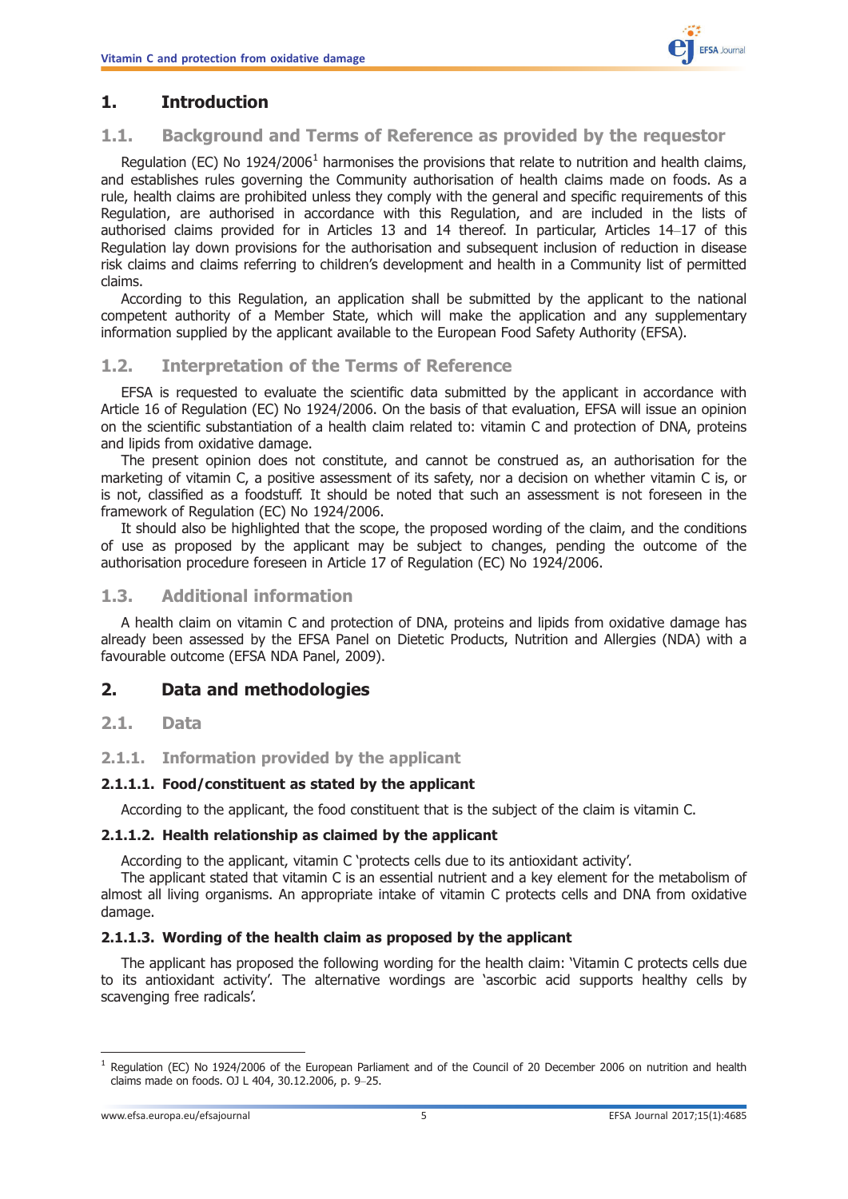# 1. Introduction

## 1.1. Background and Terms of Reference as provided by the requestor

Regulation (EC) No 1924/2006[1] harmonises the provisions that relate to nutrition and health claims, and establishes rules governing the Community authorisation of health claims made on foods. As a rule, health claims are prohibited unless they comply with the general and specific requirements of this Regulation, are authorised in accordance with this Regulation, and are included in the lists of authorised claims provided for in Articles 13 and 14 thereof. In particular, Articles 14–17 of this Regulation lay down provisions for the authorisation and subsequent inclusion of reduction in disease risk claims and claims referring to children's development and health in a Community list of permitted claims.

According to this Regulation, an application shall be submitted by the applicant to the national competent authority of a Member State, which will make the application and any supplementary information supplied by the applicant available to the European Food Safety Authority (EFSA).

## 1.2. Interpretation of the Terms of Reference

EFSA is requested to evaluate the scientific data submitted by the applicant in accordance with Article 16 of Regulation (EC) No 1924/2006. On the basis of that evaluation, EFSA will issue an opinion on the scientific substantiation of a health claim related to: vitamin C and protection of DNA, proteins and lipids from oxidative damage.

The present opinion does not constitute, and cannot be construed as, an authorisation for the marketing of vitamin C, a positive assessment of its safety, nor a decision on whether vitamin C is, or is not, classified as a foodstuff. It should be noted that such an assessment is not foreseen in the framework of Regulation (EC) No 1924/2006.

It should also be highlighted that the scope, the proposed wording of the claim, and the conditions of use as proposed by the applicant may be subject to changes, pending the outcome of the authorisation procedure foreseen in Article 17 of Regulation (EC) No 1924/2006.

## 1.3. Additional information

A health claim on vitamin C and protection of DNA, proteins and lipids from oxidative damage has already been assessed by the EFSA Panel on Dietetic Products, Nutrition and Allergies (NDA) with a favourable outcome (EFSA NDA Panel, 2009).

# 2. Data and methodologies

## 2.1. Data

### 2.1.1. Information provided by the applicant

#### 2.1.1.1. Food/constituent as stated by the applicant

According to the applicant, the food constituent that is the subject of the claim is vitamin C.

#### 2.1.1.2. Health relationship as claimed by the applicant

According to the applicant, vitamin C 'protects cells due to its antioxidant activity'.

The applicant stated that vitamin C is an essential nutrient and a key element for the metabolism of almost all living organisms. An appropriate intake of vitamin C protects cells and DNA from oxidative damage.

#### 2.1.1.3. Wording of the health claim as proposed by the applicant

The applicant has proposed the following wording for the health claim: 'Vitamin C protects cells due to its antioxidant activity'. The alternative wordings are 'ascorbic acid supports healthy cells by scavenging free radicals'.

---

[1] Regulation (EC) No 1924/2006 of the European Parliament and of the Council of 20 December 2006 on nutrition and health claims made on foods. OJ L 404, 30.12.2006, p. 9–25.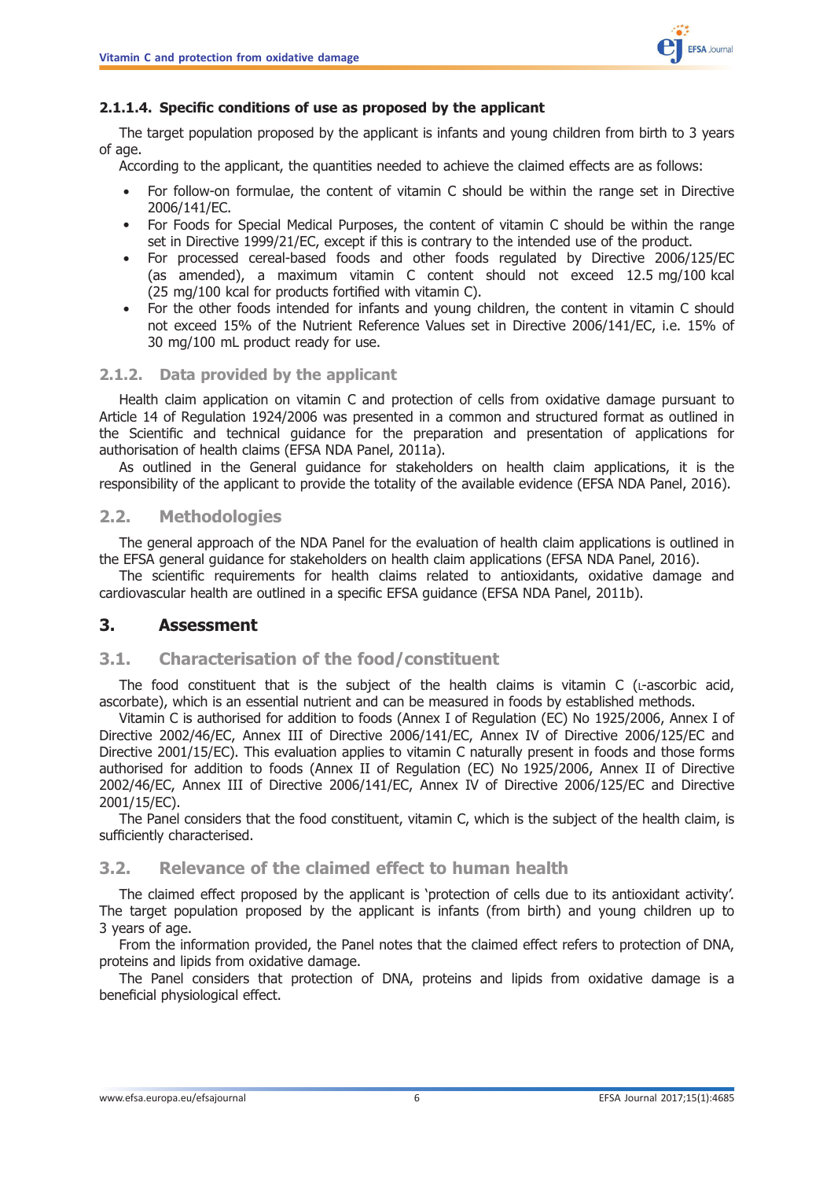#### 2.1.1.4. Specific conditions of use as proposed by the applicant

The target population proposed by the applicant is infants and young children from birth to 3 years of age.

According to the applicant, the quantities needed to achieve the claimed effects are as follows:

- For follow-on formulae, the content of vitamin C should be within the range set in Directive 2006/141/EC.
- For Foods for Special Medical Purposes, the content of vitamin C should be within the range set in Directive 1999/21/EC, except if this is contrary to the intended use of the product.
- For processed cereal-based foods and other foods regulated by Directive 2006/125/EC (as amended), a maximum vitamin C content should not exceed 12.5 mg/100 kcal (25 mg/100 kcal for products fortified with vitamin C).
- For the other foods intended for infants and young children, the content in vitamin C should not exceed 15% of the Nutrient Reference Values set in Directive 2006/141/EC, i.e. 15% of 30 mg/100 mL product ready for use.

### 2.1.2. Data provided by the applicant

Health claim application on vitamin C and protection of cells from oxidative damage pursuant to Article 14 of Regulation 1924/2006 was presented in a common and structured format as outlined in the Scientific and technical guidance for the preparation and presentation of applications for authorisation of health claims (EFSA NDA Panel, 2011a).

As outlined in the General guidance for stakeholders on health claim applications, it is the responsibility of the applicant to provide the totality of the available evidence (EFSA NDA Panel, 2016).

## 2.2. Methodologies

The general approach of the NDA Panel for the evaluation of health claim applications is outlined in the EFSA general guidance for stakeholders on health claim applications (EFSA NDA Panel, 2016).

The scientific requirements for health claims related to antioxidants, oxidative damage and cardiovascular health are outlined in a specific EFSA guidance (EFSA NDA Panel, 2011b).

# 3. Assessment

## 3.1. Characterisation of the food/constituent

The food constituent that is the subject of the health claims is vitamin C (L-ascorbic acid, ascorbate), which is an essential nutrient and can be measured in foods by established methods.

Vitamin C is authorised for addition to foods (Annex I of Regulation (EC) No 1925/2006, Annex I of Directive 2002/46/EC, Annex III of Directive 2006/141/EC, Annex IV of Directive 2006/125/EC and Directive 2001/15/EC). This evaluation applies to vitamin C naturally present in foods and those forms authorised for addition to foods (Annex II of Regulation (EC) No 1925/2006, Annex II of Directive 2002/46/EC, Annex III of Directive 2006/141/EC, Annex IV of Directive 2006/125/EC and Directive 2001/15/EC).

The Panel considers that the food constituent, vitamin C, which is the subject of the health claim, is sufficiently characterised.

## 3.2. Relevance of the claimed effect to human health

The claimed effect proposed by the applicant is 'protection of cells due to its antioxidant activity'. The target population proposed by the applicant is infants (from birth) and young children up to 3 years of age.

From the information provided, the Panel notes that the claimed effect refers to protection of DNA, proteins and lipids from oxidative damage.

The Panel considers that protection of DNA, proteins and lipids from oxidative damage is a beneficial physiological effect.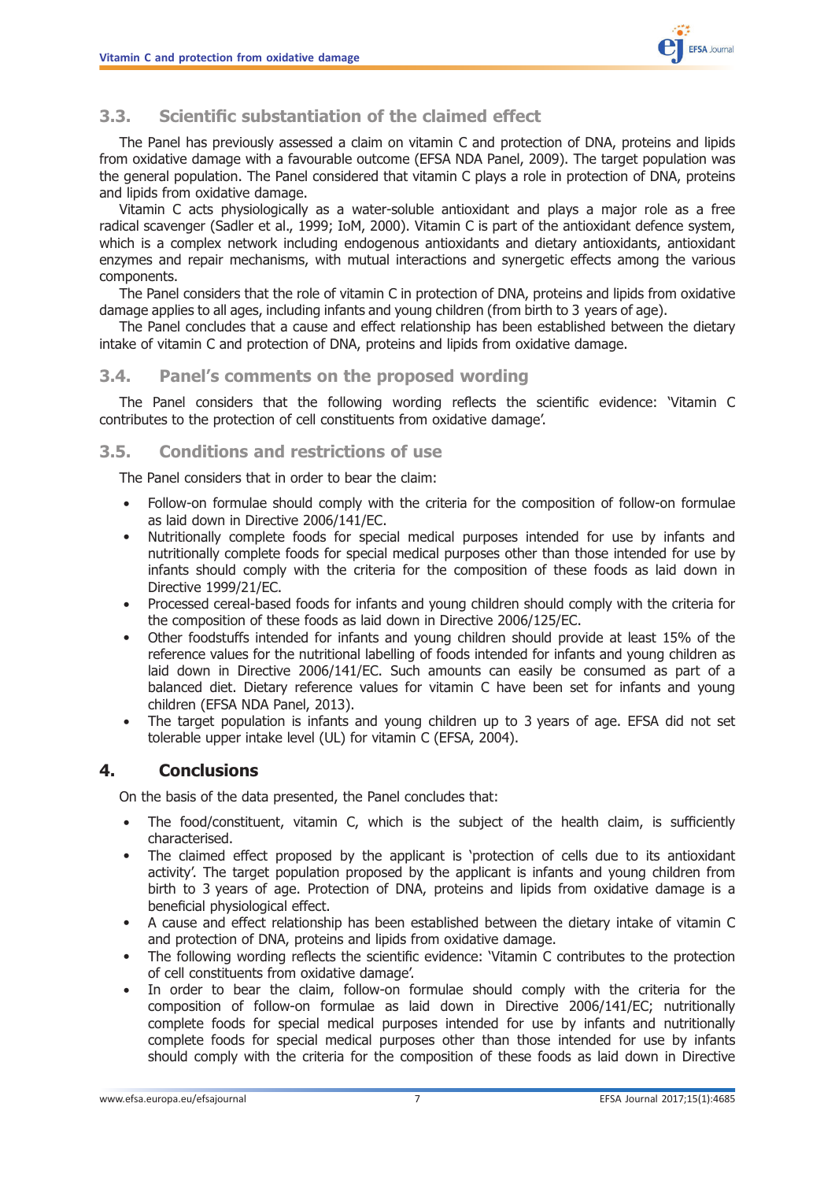## 3.3. Scientific substantiation of the claimed effect

The Panel has previously assessed a claim on vitamin C and protection of DNA, proteins and lipids from oxidative damage with a favourable outcome (EFSA NDA Panel, 2009). The target population was the general population. The Panel considered that vitamin C plays a role in protection of DNA, proteins and lipids from oxidative damage.

Vitamin C acts physiologically as a water-soluble antioxidant and plays a major role as a free radical scavenger (Sadler et al., 1999; IoM, 2000). Vitamin C is part of the antioxidant defence system, which is a complex network including endogenous antioxidants and dietary antioxidants, antioxidant enzymes and repair mechanisms, with mutual interactions and synergetic effects among the various components.

The Panel considers that the role of vitamin C in protection of DNA, proteins and lipids from oxidative damage applies to all ages, including infants and young children (from birth to 3 years of age).

The Panel concludes that a cause and effect relationship has been established between the dietary intake of vitamin C and protection of DNA, proteins and lipids from oxidative damage.

## 3.4. Panel's comments on the proposed wording

The Panel considers that the following wording reflects the scientific evidence: 'Vitamin C contributes to the protection of cell constituents from oxidative damage'.

## 3.5. Conditions and restrictions of use

The Panel considers that in order to bear the claim:

- Follow-on formulae should comply with the criteria for the composition of follow-on formulae as laid down in Directive 2006/141/EC.
- Nutritionally complete foods for special medical purposes intended for use by infants and nutritionally complete foods for special medical purposes other than those intended for use by infants should comply with the criteria for the composition of these foods as laid down in Directive 1999/21/EC.
- Processed cereal-based foods for infants and young children should comply with the criteria for the composition of these foods as laid down in Directive 2006/125/EC.
- Other foodstuffs intended for infants and young children should provide at least 15% of the reference values for the nutritional labelling of foods intended for infants and young children as laid down in Directive 2006/141/EC. Such amounts can easily be consumed as part of a balanced diet. Dietary reference values for vitamin C have been set for infants and young children (EFSA NDA Panel, 2013).
- The target population is infants and young children up to 3 years of age. EFSA did not set tolerable upper intake level (UL) for vitamin C (EFSA, 2004).

# 4. Conclusions

On the basis of the data presented, the Panel concludes that:

- The food/constituent, vitamin C, which is the subject of the health claim, is sufficiently characterised.
- The claimed effect proposed by the applicant is 'protection of cells due to its antioxidant activity'. The target population proposed by the applicant is infants and young children from birth to 3 years of age. Protection of DNA, proteins and lipids from oxidative damage is a beneficial physiological effect.
- A cause and effect relationship has been established between the dietary intake of vitamin C and protection of DNA, proteins and lipids from oxidative damage.
- The following wording reflects the scientific evidence: 'Vitamin C contributes to the protection of cell constituents from oxidative damage'.
- In order to bear the claim, follow-on formulae should comply with the criteria for the composition of follow-on formulae as laid down in Directive 2006/141/EC; nutritionally complete foods for special medical purposes intended for use by infants and nutritionally complete foods for special medical purposes other than those intended for use by infants should comply with the criteria for the composition of these foods as laid down in Directive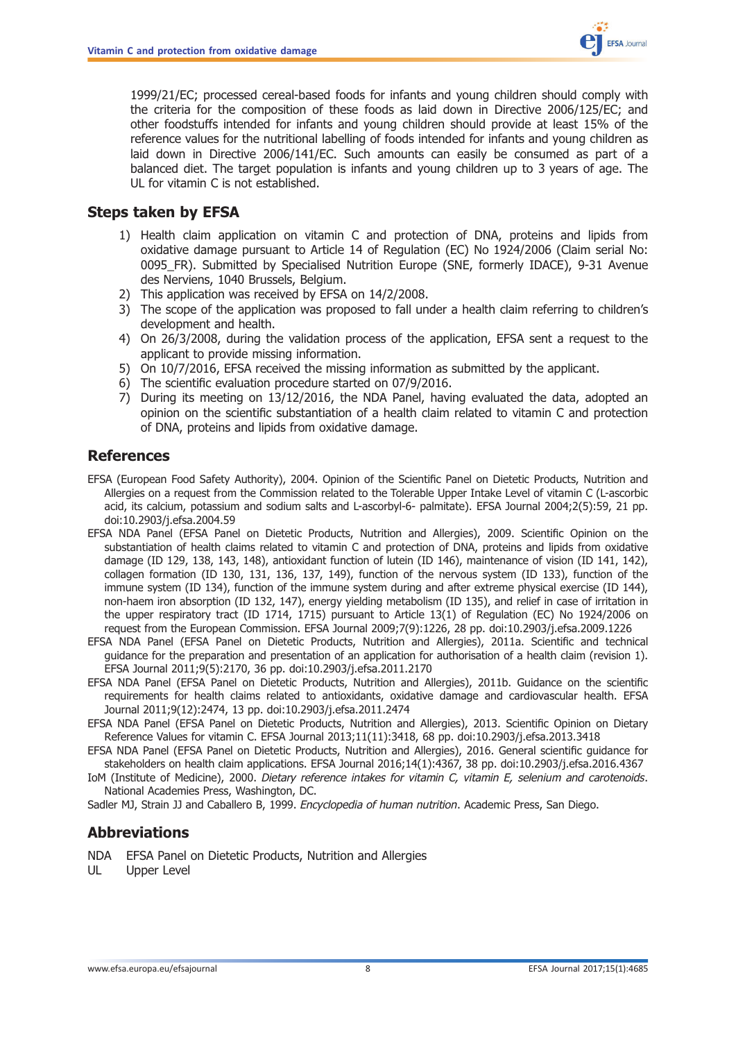1999/21/EC; processed cereal-based foods for infants and young children should comply with the criteria for the composition of these foods as laid down in Directive 2006/125/EC; and other foodstuffs intended for infants and young children should provide at least 15% of the reference values for the nutritional labelling of foods intended for infants and young children as laid down in Directive 2006/141/EC. Such amounts can easily be consumed as part of a balanced diet. The target population is infants and young children up to 3 years of age. The UL for vitamin C is not established.

## Steps taken by EFSA

1) Health claim application on vitamin C and protection of DNA, proteins and lipids from oxidative damage pursuant to Article 14 of Regulation (EC) No 1924/2006 (Claim serial No: 0095_FR). Submitted by Specialised Nutrition Europe (SNE, formerly IDACE), 9-31 Avenue des Nerviens, 1040 Brussels, Belgium.
2) This application was received by EFSA on 14/2/2008.
3) The scope of the application was proposed to fall under a health claim referring to children's development and health.
4) On 26/3/2008, during the validation process of the application, EFSA sent a request to the applicant to provide missing information.
5) On 10/7/2016, EFSA received the missing information as submitted by the applicant.
6) The scientific evaluation procedure started on 07/9/2016.
7) During its meeting on 13/12/2016, the NDA Panel, having evaluated the data, adopted an opinion on the scientific substantiation of a health claim related to vitamin C and protection of DNA, proteins and lipids from oxidative damage.

## References

EFSA (European Food Safety Authority), 2004. Opinion of the Scientific Panel on Dietetic Products, Nutrition and Allergies on a request from the Commission related to the Tolerable Upper Intake Level of vitamin C (L-ascorbic acid, its calcium, potassium and sodium salts and L-ascorbyl-6- palmitate). EFSA Journal 2004;2(5):59, 21 pp. doi:10.2903/j.efsa.2004.59

EFSA NDA Panel (EFSA Panel on Dietetic Products, Nutrition and Allergies), 2009. Scientific Opinion on the substantiation of health claims related to vitamin C and protection of DNA, proteins and lipids from oxidative damage (ID 129, 138, 143, 148), antioxidant function of lutein (ID 146), maintenance of vision (ID 141, 142), collagen formation (ID 130, 131, 136, 137, 149), function of the nervous system (ID 133), function of the immune system (ID 134), function of the immune system during and after extreme physical exercise (ID 144), non-haem iron absorption (ID 132, 147), energy yielding metabolism (ID 135), and relief in case of irritation in the upper respiratory tract (ID 1714, 1715) pursuant to Article 13(1) of Regulation (EC) No 1924/2006 on request from the European Commission. EFSA Journal 2009;7(9):1226, 28 pp. doi:10.2903/j.efsa.2009.1226

EFSA NDA Panel (EFSA Panel on Dietetic Products, Nutrition and Allergies), 2011a. Scientific and technical guidance for the preparation and presentation of an application for authorisation of a health claim (revision 1). EFSA Journal 2011;9(5):2170, 36 pp. doi:10.2903/j.efsa.2011.2170

EFSA NDA Panel (EFSA Panel on Dietetic Products, Nutrition and Allergies), 2011b. Guidance on the scientific requirements for health claims related to antioxidants, oxidative damage and cardiovascular health. EFSA Journal 2011;9(12):2474, 13 pp. doi:10.2903/j.efsa.2011.2474

EFSA NDA Panel (EFSA Panel on Dietetic Products, Nutrition and Allergies), 2013. Scientific Opinion on Dietary Reference Values for vitamin C. EFSA Journal 2013;11(11):3418, 68 pp. doi:10.2903/j.efsa.2013.3418

EFSA NDA Panel (EFSA Panel on Dietetic Products, Nutrition and Allergies), 2016. General scientific guidance for stakeholders on health claim applications. EFSA Journal 2016;14(1):4367, 38 pp. doi:10.2903/j.efsa.2016.4367

IoM (Institute of Medicine), 2000. *Dietary reference intakes for vitamin C, vitamin E, selenium and carotenoids*. National Academies Press, Washington, DC.

Sadler MJ, Strain JJ and Caballero B, 1999. *Encyclopedia of human nutrition*. Academic Press, San Diego.

## Abbreviations

| | |
|---|---|
| NDA | EFSA Panel on Dietetic Products, Nutrition and Allergies |
| UL | Upper Level |